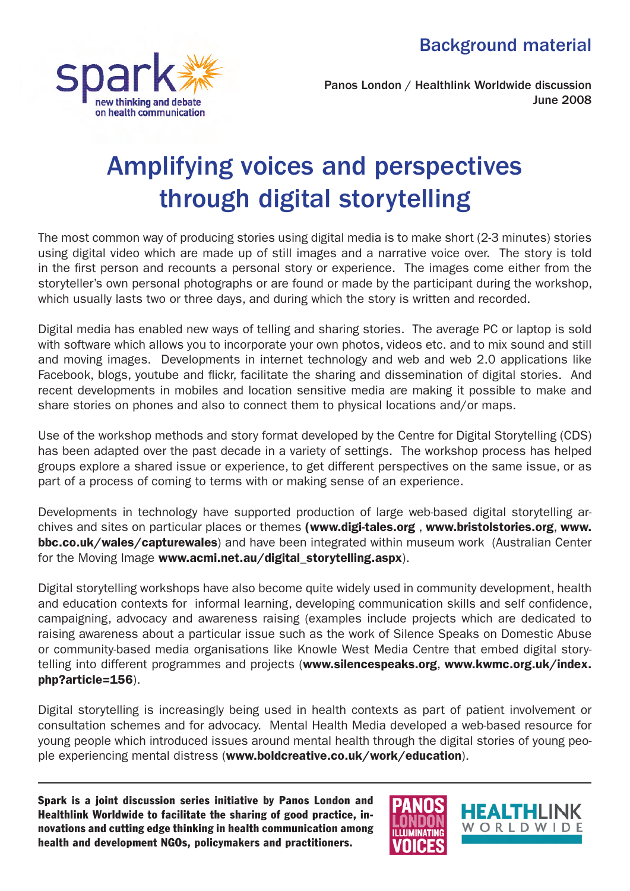Background material

**spark** new thinking and debate on health communication

Panos London / Healthlink Worldwide discussion
June 2008

# Amplifying voices and perspectives through digital storytelling

The most common way of producing stories using digital media is to make short (2-3 minutes) stories using digital video which are made up of still images and a narrative voice over. The story is told in the first person and recounts a personal story or experience. The images come either from the storyteller's own personal photographs or are found or made by the participant during the workshop, which usually lasts two or three days, and during which the story is written and recorded.

Digital media has enabled new ways of telling and sharing stories. The average PC or laptop is sold with software which allows you to incorporate your own photos, videos etc. and to mix sound and still and moving images. Developments in internet technology and web and web 2.0 applications like Facebook, blogs, youtube and flickr, facilitate the sharing and dissemination of digital stories. And recent developments in mobiles and location sensitive media are making it possible to make and share stories on phones and also to connect them to physical locations and/or maps.

Use of the workshop methods and story format developed by the Centre for Digital Storytelling (CDS) has been adapted over the past decade in a variety of settings. The workshop process has helped groups explore a shared issue or experience, to get different perspectives on the same issue, or as part of a process of coming to terms with or making sense of an experience.

Developments in technology have supported production of large web-based digital storytelling archives and sites on particular places or themes **(www.digi-tales.org** , **www.bristolstories.org**, **www.bbc.co.uk/wales/capturewales**) and have been integrated within museum work (Australian Center for the Moving Image **www.acmi.net.au/digital_storytelling.aspx**).

Digital storytelling workshops have also become quite widely used in community development, health and education contexts for informal learning, developing communication skills and self confidence, campaigning, advocacy and awareness raising (examples include projects which are dedicated to raising awareness about a particular issue such as the work of Silence Speaks on Domestic Abuse or community-based media organisations like Knowle West Media Centre that embed digital storytelling into different programmes and projects (**www.silencespeaks.org**, **www.kwmc.org.uk/index.php?article=156**).

Digital storytelling is increasingly being used in health contexts as part of patient involvement or consultation schemes and for advocacy. Mental Health Media developed a web-based resource for young people which introduced issues around mental health through the digital stories of young people experiencing mental distress (**www.boldcreative.co.uk/work/education**).

---

**Spark is a joint discussion series initiative by Panos London and Healthlink Worldwide to facilitate the sharing of good practice, innovations and cutting edge thinking in health communication among health and development NGOs, policymakers and practitioners.**

PANOS LONDON ILLUMINATING VOICES — HEALTHLINK WORLDWIDE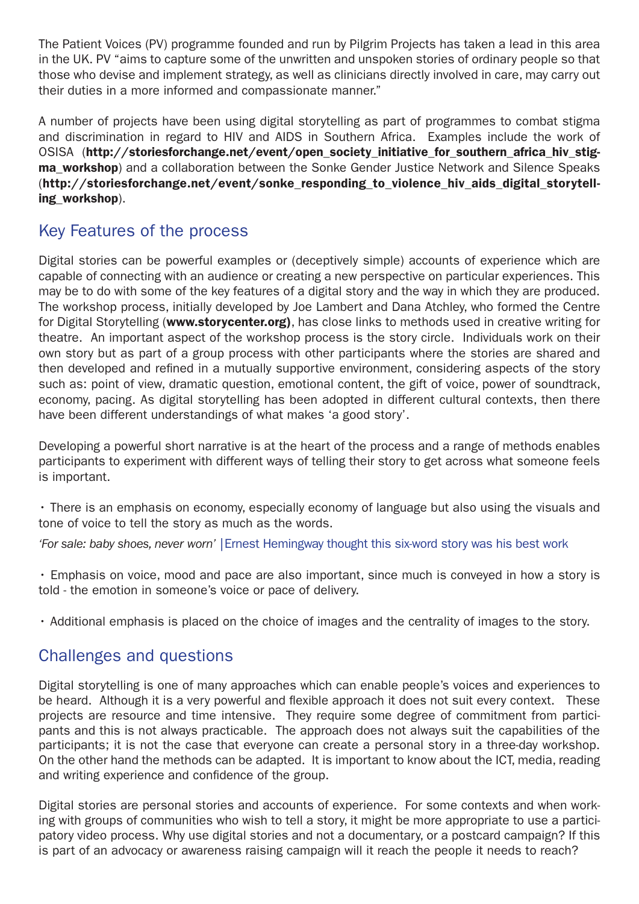The Patient Voices (PV) programme founded and run by Pilgrim Projects has taken a lead in this area in the UK. PV "aims to capture some of the unwritten and unspoken stories of ordinary people so that those who devise and implement strategy, as well as clinicians directly involved in care, may carry out their duties in a more informed and compassionate manner."

A number of projects have been using digital storytelling as part of programmes to combat stigma and discrimination in regard to HIV and AIDS in Southern Africa. Examples include the work of OSISA (**http://storiesforchange.net/event/open_society_initiative_for_southern_africa_hiv_stigma_workshop**) and a collaboration between the Sonke Gender Justice Network and Silence Speaks (**http://storiesforchange.net/event/sonke_responding_to_violence_hiv_aids_digital_storytelling_workshop**).

## Key Features of the process

Digital stories can be powerful examples or (deceptively simple) accounts of experience which are capable of connecting with an audience or creating a new perspective on particular experiences. This may be to do with some of the key features of a digital story and the way in which they are produced. The workshop process, initially developed by Joe Lambert and Dana Atchley, who formed the Centre for Digital Storytelling (**www.storycenter.org)**, has close links to methods used in creative writing for theatre. An important aspect of the workshop process is the story circle. Individuals work on their own story but as part of a group process with other participants where the stories are shared and then developed and refined in a mutually supportive environment, considering aspects of the story such as: point of view, dramatic question, emotional content, the gift of voice, power of soundtrack, economy, pacing. As digital storytelling has been adopted in different cultural contexts, then there have been different understandings of what makes 'a good story'.

Developing a powerful short narrative is at the heart of the process and a range of methods enables participants to experiment with different ways of telling their story to get across what someone feels is important.

- There is an emphasis on economy, especially economy of language but also using the visuals and tone of voice to tell the story as much as the words.

*'For sale: baby shoes, never worn'* | Ernest Hemingway thought this six-word story was his best work

- Emphasis on voice, mood and pace are also important, since much is conveyed in how a story is told - the emotion in someone's voice or pace of delivery.

- Additional emphasis is placed on the choice of images and the centrality of images to the story.

## Challenges and questions

Digital storytelling is one of many approaches which can enable people's voices and experiences to be heard. Although it is a very powerful and flexible approach it does not suit every context. These projects are resource and time intensive. They require some degree of commitment from participants and this is not always practicable. The approach does not always suit the capabilities of the participants; it is not the case that everyone can create a personal story in a three-day workshop. On the other hand the methods can be adapted. It is important to know about the ICT, media, reading and writing experience and confidence of the group.

Digital stories are personal stories and accounts of experience. For some contexts and when working with groups of communities who wish to tell a story, it might be more appropriate to use a participatory video process. Why use digital stories and not a documentary, or a postcard campaign? If this is part of an advocacy or awareness raising campaign will it reach the people it needs to reach?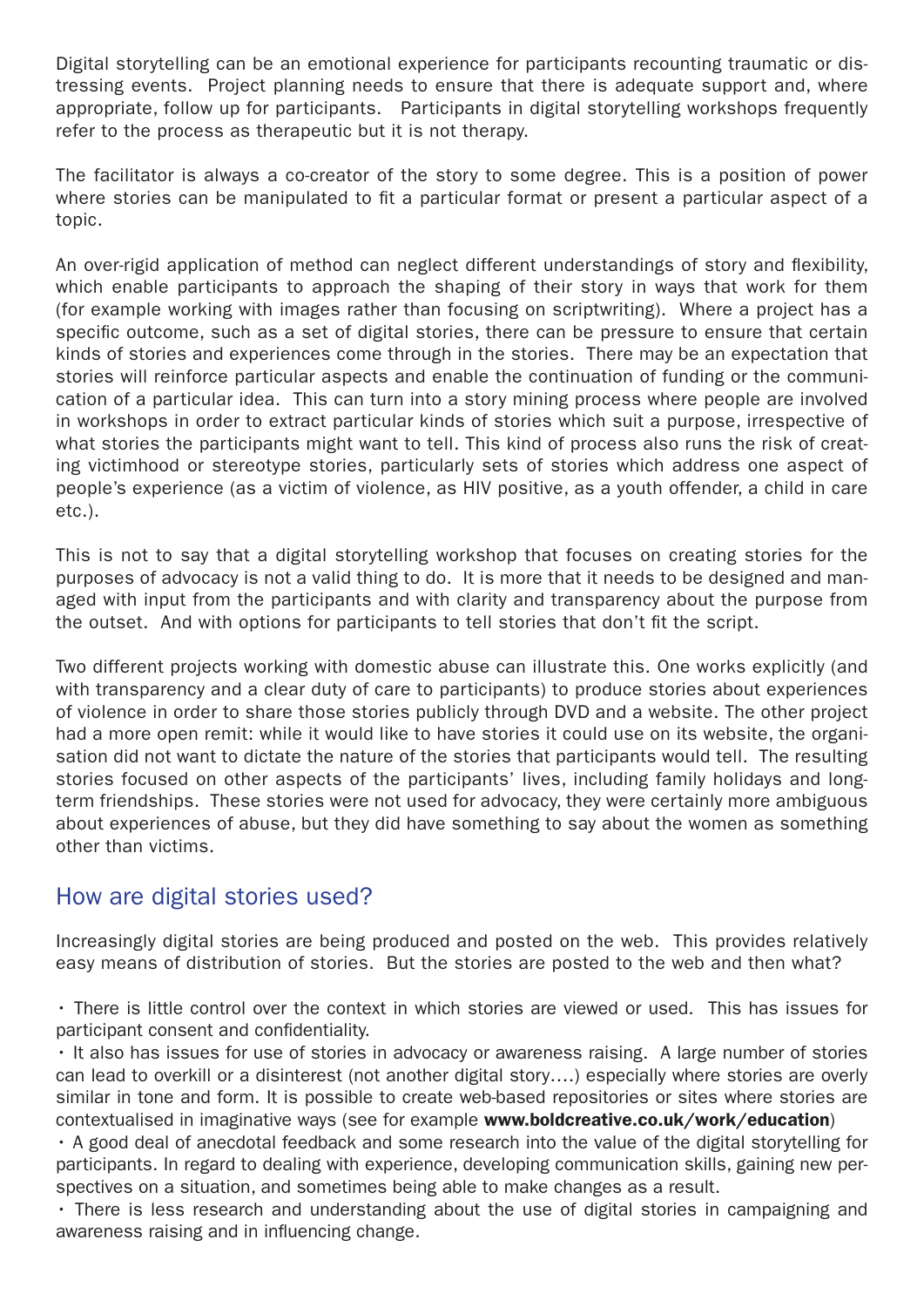Digital storytelling can be an emotional experience for participants recounting traumatic or distressing events. Project planning needs to ensure that there is adequate support and, where appropriate, follow up for participants. Participants in digital storytelling workshops frequently refer to the process as therapeutic but it is not therapy.

The facilitator is always a co-creator of the story to some degree. This is a position of power where stories can be manipulated to fit a particular format or present a particular aspect of a topic.

An over-rigid application of method can neglect different understandings of story and flexibility, which enable participants to approach the shaping of their story in ways that work for them (for example working with images rather than focusing on scriptwriting). Where a project has a specific outcome, such as a set of digital stories, there can be pressure to ensure that certain kinds of stories and experiences come through in the stories. There may be an expectation that stories will reinforce particular aspects and enable the continuation of funding or the communication of a particular idea. This can turn into a story mining process where people are involved in workshops in order to extract particular kinds of stories which suit a purpose, irrespective of what stories the participants might want to tell. This kind of process also runs the risk of creating victimhood or stereotype stories, particularly sets of stories which address one aspect of people's experience (as a victim of violence, as HIV positive, as a youth offender, a child in care etc.).

This is not to say that a digital storytelling workshop that focuses on creating stories for the purposes of advocacy is not a valid thing to do. It is more that it needs to be designed and managed with input from the participants and with clarity and transparency about the purpose from the outset. And with options for participants to tell stories that don't fit the script.

Two different projects working with domestic abuse can illustrate this. One works explicitly (and with transparency and a clear duty of care to participants) to produce stories about experiences of violence in order to share those stories publicly through DVD and a website. The other project had a more open remit: while it would like to have stories it could use on its website, the organisation did not want to dictate the nature of the stories that participants would tell. The resulting stories focused on other aspects of the participants' lives, including family holidays and long-term friendships. These stories were not used for advocacy, they were certainly more ambiguous about experiences of abuse, but they did have something to say about the women as something other than victims.

## How are digital stories used?

Increasingly digital stories are being produced and posted on the web. This provides relatively easy means of distribution of stories. But the stories are posted to the web and then what?

- There is little control over the context in which stories are viewed or used. This has issues for participant consent and confidentiality.
- It also has issues for use of stories in advocacy or awareness raising. A large number of stories can lead to overkill or a disinterest (not another digital story….) especially where stories are overly similar in tone and form. It is possible to create web-based repositories or sites where stories are contextualised in imaginative ways (see for example **www.boldcreative.co.uk/work/education**)
- A good deal of anecdotal feedback and some research into the value of the digital storytelling for participants. In regard to dealing with experience, developing communication skills, gaining new perspectives on a situation, and sometimes being able to make changes as a result.
- There is less research and understanding about the use of digital stories in campaigning and awareness raising and in influencing change.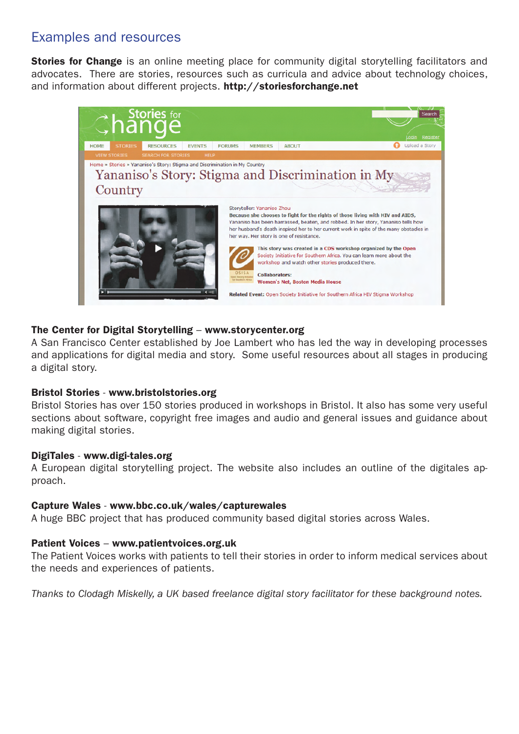## Examples and resources

**Stories for Change** is an online meeting place for community digital storytelling facilitators and advocates. There are stories, resources such as curricula and advice about technology choices, and information about different projects. **http://storiesforchange.net**

**The Center for Digital Storytelling** – **www.storycenter.org**
A San Francisco Center established by Joe Lambert who has led the way in developing processes and applications for digital media and story. Some useful resources about all stages in producing a digital story.

**Bristol Stories** - **www.bristolstories.org**
Bristol Stories has over 150 stories produced in workshops in Bristol. It also has some very useful sections about software, copyright free images and audio and general issues and guidance about making digital stories.

**DigiTales** - **www.digi-tales.org**
A European digital storytelling project. The website also includes an outline of the digitales approach.

**Capture Wales** - **www.bbc.co.uk/wales/capturewales**
A huge BBC project that has produced community based digital stories across Wales.

**Patient Voices** – **www.patientvoices.org.uk**
The Patient Voices works with patients to tell their stories in order to inform medical services about the needs and experiences of patients.

*Thanks to Clodagh Miskelly, a UK based freelance digital story facilitator for these background notes.*